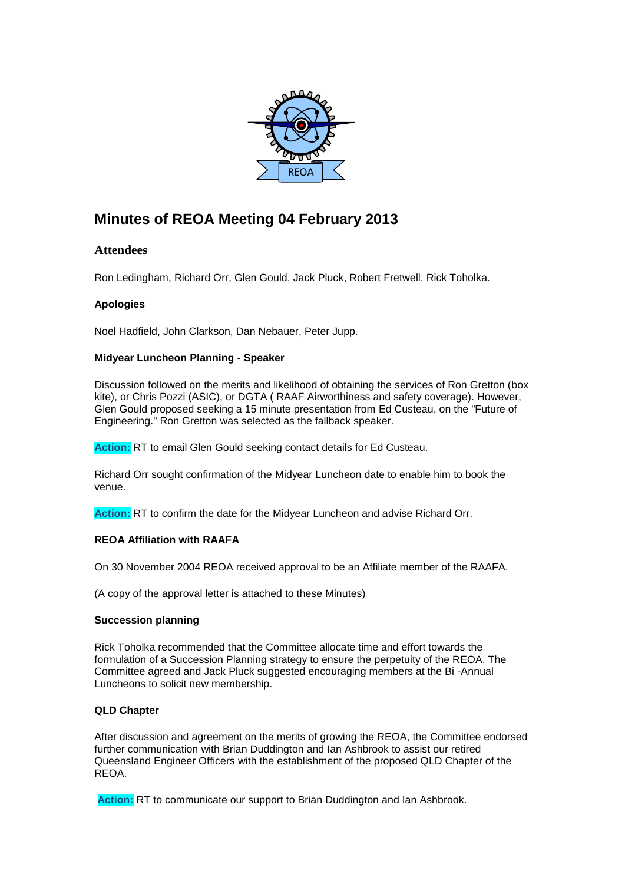REOA

# Minutes of REOA Meeting 04 February 2013

## Attendees

Ron Ledingham, Richard Orr, Glen Gould, Jack Pluck, Robert Fretwell, Rick Toholka.

### Apologies

Noel Hadfield, John Clarkson, Dan Nebauer, Peter Jupp.

### Midyear Luncheon Planning - Speaker

Discussion followed on the merits and likelihood of obtaining the services of Ron Gretton (box kite), or Chris Pozzi (ASIC), or DGTA ( RAAF Airworthiness and safety coverage). However, Glen Gould proposed seeking a 15 minute presentation from Ed Custeau, on the "Future of Engineering." Ron Gretton was selected as the fallback speaker.

**Action:** RT to email Glen Gould seeking contact details for Ed Custeau.

Richard Orr sought confirmation of the Midyear Luncheon date to enable him to book the venue.

**Action:** RT to confirm the date for the Midyear Luncheon and advise Richard Orr.

### REOA Affiliation with RAAFA

On 30 November 2004 REOA received approval to be an Affiliate member of the RAAFA.

(A copy of the approval letter is attached to these Minutes)

### Succession planning

Rick Toholka recommended that the Committee allocate time and effort towards the formulation of a Succession Planning strategy to ensure the perpetuity of the REOA. The Committee agreed and Jack Pluck suggested encouraging members at the Bi -Annual Luncheons to solicit new membership.

### QLD Chapter

After discussion and agreement on the merits of growing the REOA, the Committee endorsed further communication with Brian Duddington and Ian Ashbrook to assist our retired Queensland Engineer Officers with the establishment of the proposed QLD Chapter of the REOA.

**Action:** RT to communicate our support to Brian Duddington and Ian Ashbrook.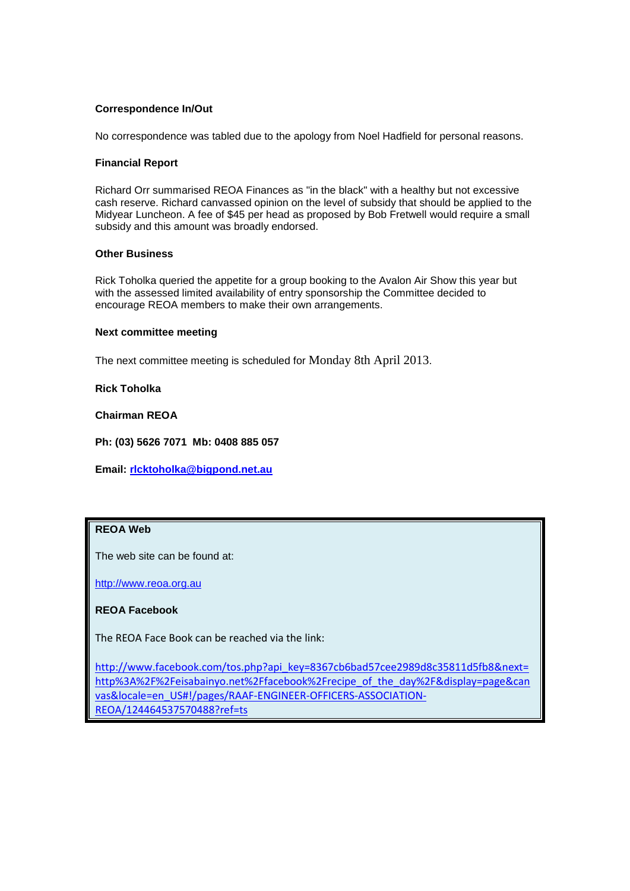**Correspondence In/Out**

No correspondence was tabled due to the apology from Noel Hadfield for personal reasons.

**Financial Report**

Richard Orr summarised REOA Finances as "in the black" with a healthy but not excessive cash reserve. Richard canvassed opinion on the level of subsidy that should be applied to the Midyear Luncheon. A fee of $45 per head as proposed by Bob Fretwell would require a small subsidy and this amount was broadly endorsed.

**Other Business**

Rick Toholka queried the appetite for a group booking to the Avalon Air Show this year but with the assessed limited availability of entry sponsorship the Committee decided to encourage REOA members to make their own arrangements.

**Next committee meeting**

The next committee meeting is scheduled for Monday 8th April 2013.

**Rick Toholka**

**Chairman REOA**

**Ph: (03) 5626 7071 Mb: 0408 885 057**

**Email: rlcktoholka@bigpond.net.au**

**REOA Web**

The web site can be found at:

http://www.reoa.org.au

**REOA Facebook**

The REOA Face Book can be reached via the link:

http://www.facebook.com/tos.php?api_key=8367cb6bad57cee2989d8c35811d5fb8&next=http%3A%2F%2Feisabainyo.net%2Ffacebook%2Frecipe_of_the_day%2F&display=page&canvas&locale=en_US#!/pages/RAAF-ENGINEER-OFFICERS-ASSOCIATION-REOA/124464537570488?ref=ts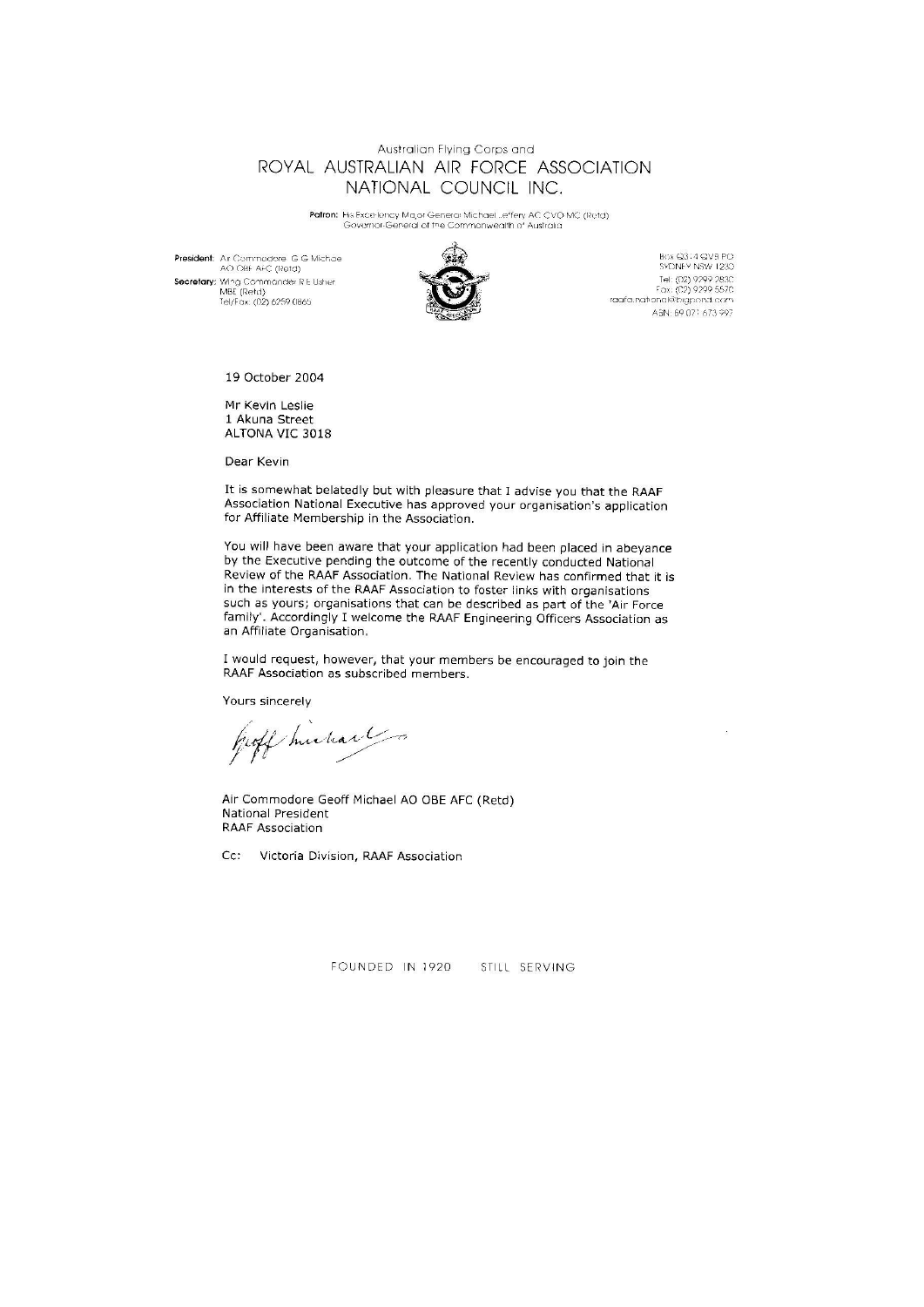Australian Flying Corps and

# ROYAL AUSTRALIAN AIR FORCE ASSOCIATION NATIONAL COUNCIL INC.

**Patron:** His Excellency Major General Michael Jeffery AC CVO MC (Retd)
Governor-General of the Commonwealth of Australia

**President:** Air Commodore G G Michael AO OBE AFC (Retd)
**Secretary:** Wing Commander R E Usher MBE (Retd)
Tel/Fax: (02) 6259 0865

Box Q314 QVB PO
SYDNEY NSW 1230
Tel: (02) 9299 2830
Fax: (02) 9299 5570
raafa.national@bigpond.com
ABN: 69 071 673 997

19 October 2004

Mr Kevin Leslie
1 Akuna Street
ALTONA VIC 3018

Dear Kevin

It is somewhat belatedly but with pleasure that I advise you that the RAAF Association National Executive has approved your organisation's application for Affiliate Membership in the Association.

You will have been aware that your application had been placed in abeyance by the Executive pending the outcome of the recently conducted National Review of the RAAF Association. The National Review has confirmed that it is in the interests of the RAAF Association to foster links with organisations such as yours; organisations that can be described as part of the 'Air Force family'. Accordingly I welcome the RAAF Engineering Officers Association as an Affiliate Organisation.

I would request, however, that your members be encouraged to join the RAAF Association as subscribed members.

Yours sincerely

Geoff Michael

Air Commodore Geoff Michael AO OBE AFC (Retd)
National President
RAAF Association

Cc: Victoria Division, RAAF Association

FOUNDED IN 1920 STILL SERVING